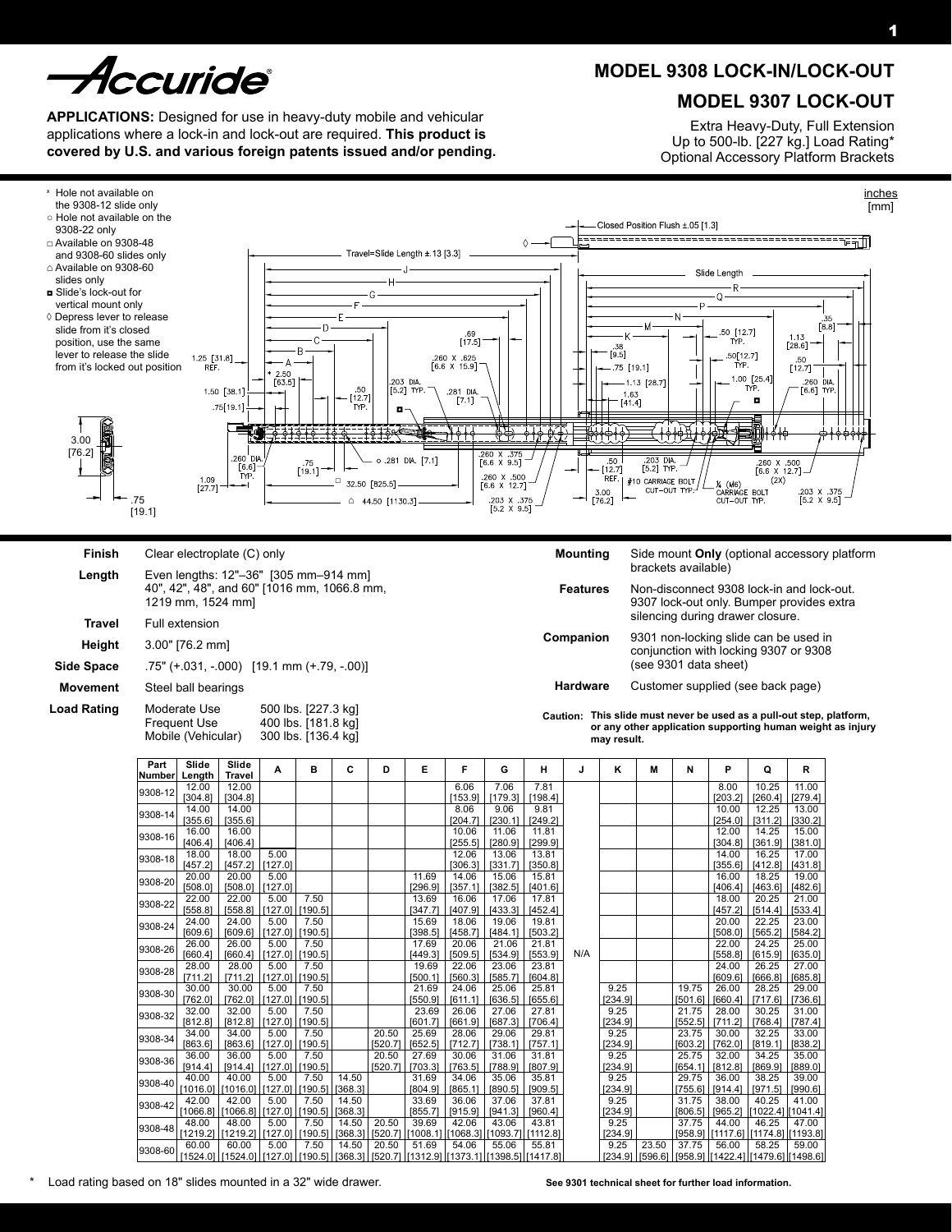Accuride®

# MODEL 9308 LOCK-IN/LOCK-OUT

## MODEL 9307 LOCK-OUT

Extra Heavy-Duty, Full Extension
Up to 500-lb. [227 kg.] Load Rating*
Optional Accessory Platform Brackets

**APPLICATIONS:** Designed for use in heavy-duty mobile and vehicular applications where a lock-in and lock-out are required. **This product is covered by U.S. and various foreign patents issued and/or pending.**

- x Hole not available on the 9308-12 slide only
- ○ Hole not available on the 9308-22 only
- □ Available on 9308-48 and 9308-60 slides only
- ⌂ Available on 9308-60 slides only
- ◘ Slide's lock-out for vertical mount only
- ◊ Depress lever to release slide from it's closed position, use the same lever to release the slide from it's locked out position

inches [mm]

| | |
|---|---|
| **Finish** | Clear electroplate (C) only |
| **Length** | Even lengths: 12"–36" [305 mm–914 mm] 40", 42", 48", and 60" [1016 mm, 1066.8 mm, 1219 mm, 1524 mm] |
| **Travel** | Full extension |
| **Height** | 3.00" [76.2 mm] |
| **Side Space** | .75" (+.031, -.000) [19.1 mm (+.79, -.00)] |
| **Movement** | Steel ball bearings |
| **Load Rating** | Moderate Use 500 lbs. [227.3 kg]<br>Frequent Use 400 lbs. [181.8 kg]<br>Mobile (Vehicular) 300 lbs. [136.4 kg] |
| **Mounting** | Side mount **Only** (optional accessory platform brackets available) |
| **Features** | Non-disconnect 9308 lock-in and lock-out. 9307 lock-out only. Bumper provides extra silencing during drawer closure. |
| **Companion** | 9301 non-locking slide can be used in conjunction with locking 9307 or 9308 (see 9301 data sheet) |
| **Hardware** | Customer supplied (see back page) |

**Caution: This slide must never be used as a pull-out step, platform, or any other application supporting human weight as injury may result.**

| Part Number | Slide Length | Slide Travel | A | B | C | D | E | F | G | H | J | K | M | N | P | Q | R |
|---|---|---|---|---|---|---|---|---|---|---|---|---|---|---|---|---|---|
| 9308-12 | 12.00 [304.8] | 12.00 [304.8] | | | | | | 6.06 [153.9] | 7.06 [179.3] | 7.81 [198.4] | | | | | 8.00 [203.2] | 10.25 [260.4] | 11.00 [279.4] |
| 9308-14 | 14.00 [355.6] | 14.00 [355.6] | | | | | | 8.06 [204.7] | 9.06 [230.1] | 9.81 [249.2] | | | | | 10.00 [254.0] | 12.25 [311.2] | 13.00 [330.2] |
| 9308-16 | 16.00 [406.4] | 16.00 [406.4] | | | | | | 10.06 [255.5] | 11.06 [280.9] | 11.81 [299.9] | | | | | 12.00 [304.8] | 14.25 [361.9] | 15.00 [381.0] |
| 9308-18 | 18.00 [457.2] | 18.00 [457.2] | 5.00 [127.0] | | | | | 12.06 [306.3] | 13.06 [331.7] | 13.81 [350.8] | | | | | 14.00 [355.6] | 16.25 [412.8] | 17.00 [431.8] |
| 9308-20 | 20.00 [508.0] | 20.00 [508.0] | 5.00 [127.0] | | | | 11.69 [296.9] | 14.06 [357.1] | 15.06 [382.5] | 15.81 [401.6] | | | | | 16.00 [406.4] | 18.25 [463.6] | 19.00 [482.6] |
| 9308-22 | 22.00 [558.8] | 22.00 [558.8] | 5.00 [127.0] | 7.50 [190.5] | | | 13.69 [347.7] | 16.06 [407.9] | 17.06 [433.3] | 17.81 [452.4] | | | | | 18.00 [457.2] | 20.25 [514.4] | 21.00 [533.4] |
| 9308-24 | 24.00 [609.6] | 24.00 [609.6] | 5.00 [127.0] | 7.50 [190.5] | | | 15.69 [398.5] | 18.06 [458.7] | 19.06 [484.1] | 19.81 [503.2] | | | | | 20.00 [508.0] | 22.25 [565.2] | 23.00 [584.2] |
| 9308-26 | 26.00 [660.4] | 26.00 [660.4] | 5.00 [127.0] | 7.50 [190.5] | | | 17.69 [449.3] | 20.06 [509.5] | 21.06 [534.9] | 21.81 [553.9] | N/A | | | | 22.00 [558.8] | 24.25 [615.9] | 25.00 [635.0] |
| 9308-28 | 28.00 [711.2] | 28.00 [711.2] | 5.00 [127.0] | 7.50 [190.5] | | | 19.69 [500.1] | 22.06 [560.3] | 23.06 [585.7] | 23.81 [604.8] | | | | | 24.00 [609.6] | 26.25 [666.8] | 27.00 [685.8] |
| 9308-30 | 30.00 [762.0] | 30.00 [762.0] | 5.00 [127.0] | 7.50 [190.5] | | | 21.69 [550.9] | 24.06 [611.1] | 25.06 [636.5] | 25.81 [655.6] | | 9.25 [234.9] | | 19.75 [501.6] | 26.00 [660.4] | 28.25 [717.6] | 29.00 [736.6] |
| 9308-32 | 32.00 [812.8] | 32.00 [812.8] | 5.00 [127.0] | 7.50 [190.5] | | | 23.69 [601.7] | 26.06 [661.9] | 27.06 [687.3] | 27.81 [706.4] | | 9.25 [234.9] | | 21.75 [552.5] | 28.00 [711.2] | 30.25 [768.4] | 31.00 [787.4] |
| 9308-34 | 34.00 [863.6] | 34.00 [863.6] | 5.00 [127.0] | 7.50 [190.5] | | 20.50 [520.7] | 25.69 [652.5] | 28.06 [712.7] | 29.06 [738.1] | 29.81 [757.1] | | 9.25 [234.9] | | 23.75 [603.2] | 30.00 [762.0] | 32.25 [819.1] | 33.00 [838.2] |
| 9308-36 | 36.00 [914.4] | 36.00 [914.4] | 5.00 [127.0] | 7.50 [190.5] | | 20.50 [520.7] | 27.69 [703.3] | 30.06 [763.5] | 31.06 [788.9] | 31.81 [807.9] | | 9.25 [234.9] | | 25.75 [654.1] | 32.00 [812.8] | 34.25 [869.9] | 35.00 [889.0] |
| 9308-40 | 40.00 [1016.0] | 40.00 [1016.0] | 5.00 [127.0] | 7.50 [190.5] | 14.50 [368.3] | | 31.69 [804.9] | 34.06 [865.1] | 35.06 [890.5] | 35.81 [909.5] | | 9.25 [234.9] | | 29.75 [755.6] | 36.00 [914.4] | 38.25 [971.5] | 39.00 [990.6] |
| 9308-42 | 42.00 [1066.8] | 42.00 [1066.8] | 5.00 [127.0] | 7.50 [190.5] | 14.50 [368.3] | | 33.69 [855.7] | 36.06 [915.9] | 37.06 [941.3] | 37.81 [960.4] | | 9.25 [234.9] | | 31.75 [806.5] | 38.00 [965.2] | 40.25 [1022.4] | 41.00 [1041.4] |
| 9308-48 | 48.00 [1219.2] | 48.00 [1219.2] | 5.00 [127.0] | 7.50 [190.5] | 14.50 [368.3] | 20.50 [520.7] | 39.69 [1008.1] | 42.06 [1068.3] | 43.06 [1093.7] | 43.81 [1112.8] | | 9.25 [234.9] | | 37.75 [958.9] | 44.00 [1117.6] | 46.25 [1174.8] | 47.00 [1193.8] |
| 9308-60 | 60.00 [1524.0] | 60.00 [1524.0] | 5.00 [127.0] | 7.50 [190.5] | 14.50 [368.3] | 20.50 [520.7] | 51.69 [1312.9] | 54.06 [1373.1] | 55.06 [1398.5] | 55.81 [1417.8] | | 9.25 [234.9] | 23.50 [596.6] | 37.75 [958.9] | 56.00 [1422.4] | 58.25 [1479.6] | 59.00 [1498.6] |

\* Load rating based on 18" slides mounted in a 32" wide drawer.

**See 9301 technical sheet for further load information.**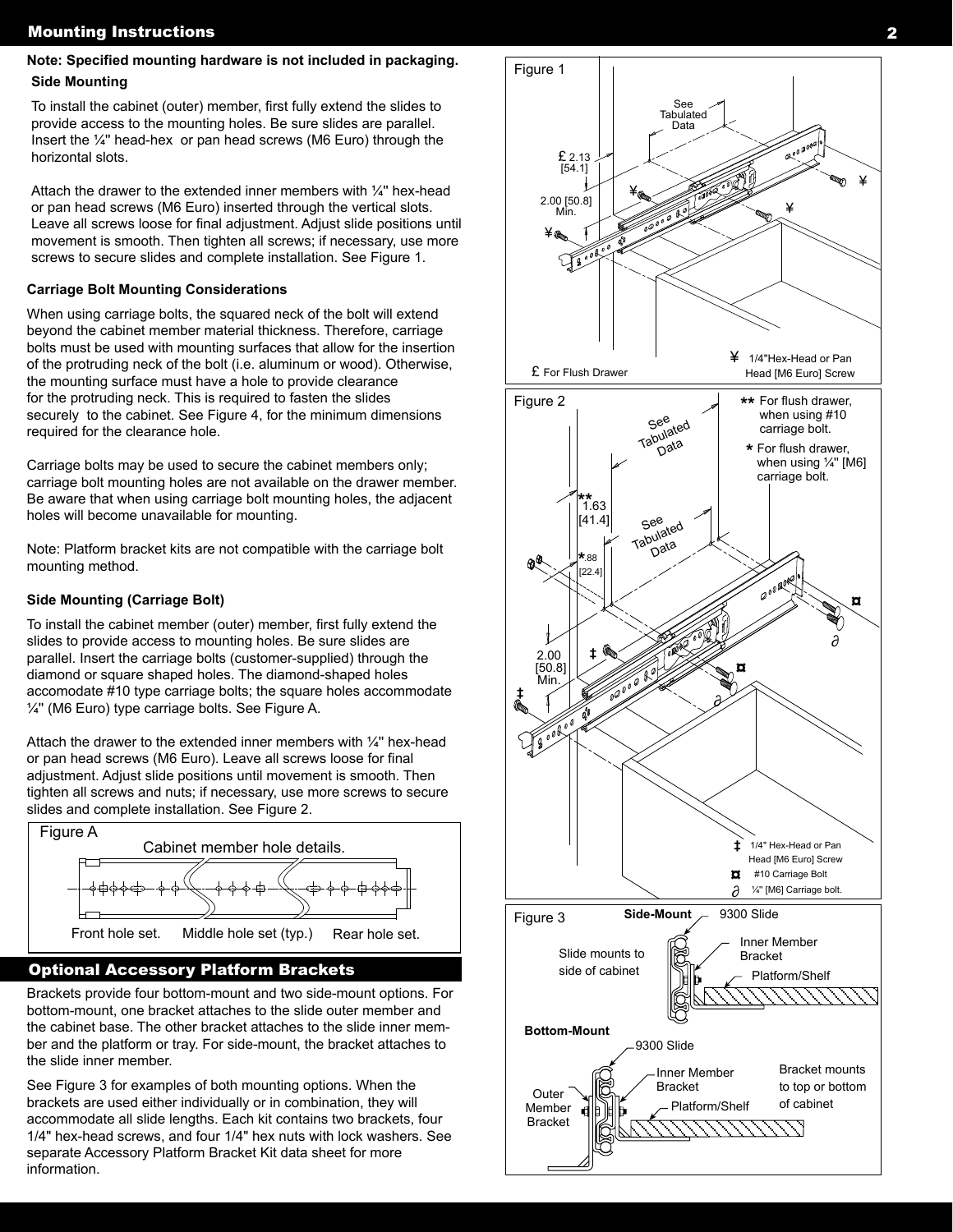## Mounting Instructions

**Note: Specified mounting hardware is not included in packaging.**

### Side Mounting

To install the cabinet (outer) member, first fully extend the slides to provide access to the mounting holes. Be sure slides are parallel. Insert the ¼" head-hex or pan head screws (M6 Euro) through the horizontal slots.

Attach the drawer to the extended inner members with ¼" hex-head or pan head screws (M6 Euro) inserted through the vertical slots. Leave all screws loose for final adjustment. Adjust slide positions until movement is smooth. Then tighten all screws; if necessary, use more screws to secure slides and complete installation. See Figure 1.

### Carriage Bolt Mounting Considerations

When using carriage bolts, the squared neck of the bolt will extend beyond the cabinet member material thickness. Therefore, carriage bolts must be used with mounting surfaces that allow for the insertion of the protruding neck of the bolt (i.e. aluminum or wood). Otherwise, the mounting surface must have a hole to provide clearance for the protruding neck. This is required to fasten the slides securely to the cabinet. See Figure 4, for the minimum dimensions required for the clearance hole.

Carriage bolts may be used to secure the cabinet members only; carriage bolt mounting holes are not available on the drawer member. Be aware that when using carriage bolt mounting holes, the adjacent holes will become unavailable for mounting.

Note: Platform bracket kits are not compatible with the carriage bolt mounting method.

### Side Mounting (Carriage Bolt)

To install the cabinet member (outer) member, first fully extend the slides to provide access to mounting holes. Be sure slides are parallel. Insert the carriage bolts (customer-supplied) through the diamond or square shaped holes. The diamond-shaped holes accomodate #10 type carriage bolts; the square holes accommodate ¼" (M6 Euro) type carriage bolts. See Figure A.

Attach the drawer to the extended inner members with ¼" hex-head or pan head screws (M6 Euro). Leave all screws loose for final adjustment. Adjust slide positions until movement is smooth. Then tighten all screws and nuts; if necessary, use more screws to secure slides and complete installation. See Figure 2.

Figure A

Cabinet member hole details.

Front hole set. Middle hole set (typ.) Rear hole set.

## Optional Accessory Platform Brackets

Brackets provide four bottom-mount and two side-mount options. For bottom-mount, one bracket attaches to the slide outer member and the cabinet base. The other bracket attaches to the slide inner member and the platform or tray. For side-mount, the bracket attaches to the slide inner member.

See Figure 3 for examples of both mounting options. When the brackets are used either individually or in combination, they will accommodate all slide lengths. Each kit contains two brackets, four 1/4" hex-head screws, and four 1/4" hex nuts with lock washers. See separate Accessory Platform Bracket Kit data sheet for more information.

Figure 1

See Tabulated Data

£ 2.13 [54.1]

2.00 [50.8] Min.

£ For Flush Drawer

¥ 1/4"Hex-Head or Pan Head [M6 Euro] Screw

Figure 2

See Tabulated Data

See Tabulated Data

** 1.63 [41.4]

* .88 [22.4]

2.00 [50.8] Min.

** For flush drawer, when using #10 carriage bolt.

* For flush drawer, when using ¼" [M6] carriage bolt.

‡ 1/4" Hex-Head or Pan Head [M6 Euro] Screw

¤ #10 Carriage Bolt

∂ ¼" [M6] Carriage bolt.

Figure 3

Side-Mount — 9300 Slide — Slide mounts to side of cabinet — Inner Member Bracket — Platform/Shelf

Bottom-Mount — 9300 Slide — Outer Member Bracket — Inner Member Bracket — Platform/Shelf — Bracket mounts to top or bottom of cabinet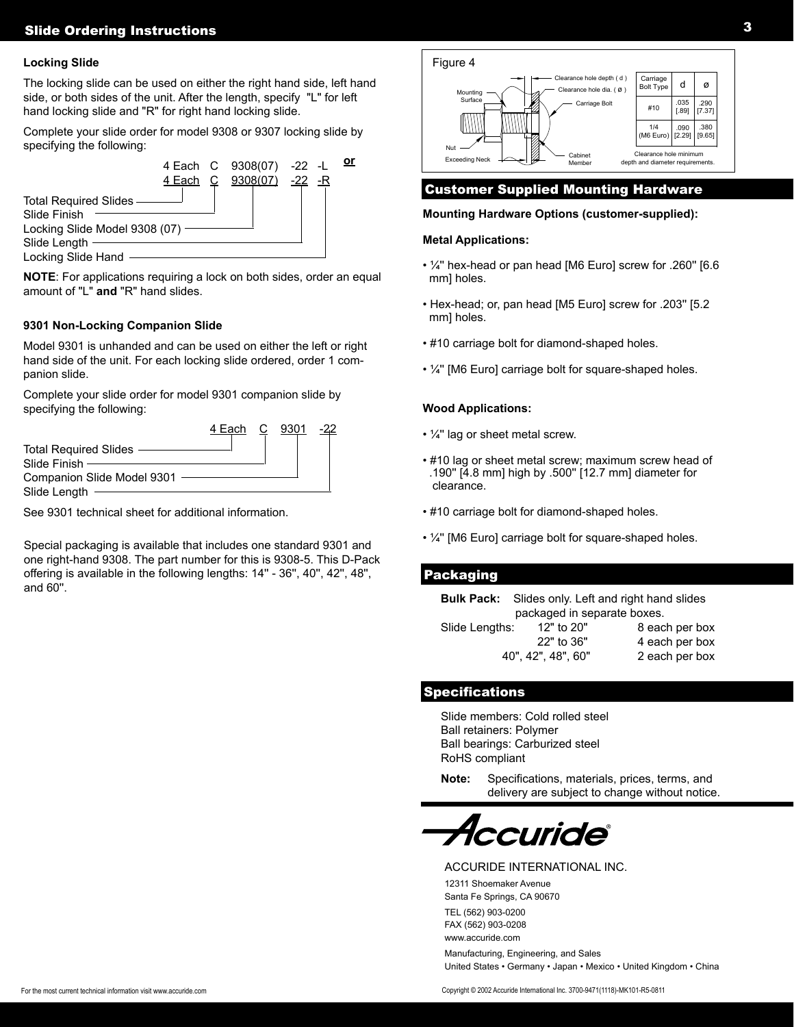## Slide Ordering Instructions

### Locking Slide

The locking slide can be used on either the right hand side, left hand side, or both sides of the unit. After the length, specify "L" for left hand locking slide and "R" for right hand locking slide.

Complete your slide order for model 9308 or 9307 locking slide by specifying the following:

4 Each C 9308(07) -22 -L **or**
4 Each C 9308(07) -22 -R

Total Required Slides
Slide Finish
Locking Slide Model 9308 (07)
Slide Length
Locking Slide Hand

**NOTE**: For applications requiring a lock on both sides, order an equal amount of "L" **and** "R" hand slides.

### 9301 Non-Locking Companion Slide

Model 9301 is unhanded and can be used on either the left or right hand side of the unit. For each locking slide ordered, order 1 companion slide.

Complete your slide order for model 9301 companion slide by specifying the following:

4 Each C 9301 -22

Total Required Slides
Slide Finish
Companion Slide Model 9301
Slide Length

See 9301 technical sheet for additional information.

Special packaging is available that includes one standard 9301 and one right-hand 9308. The part number for this is 9308-5. This D-Pack offering is available in the following lengths: 14" - 36", 40", 42", 48", and 60".

Figure 4

Mounting Surface
Clearance hole depth ( d )
Clearance hole dia. ( ø )
Carriage Bolt
Nut
Exceeding Neck
Cabinet Member

| Carriage Bolt Type | d | ø |
|---|---|---|
| #10 | .035 [.89] | .290 [7.37] |
| 1/4 (M6 Euro) | .090 [2.29] | .380 [9.65] |

Clearance hole minimum depth and diameter requirements.

## Customer Supplied Mounting Hardware

**Mounting Hardware Options (customer-supplied):**

**Metal Applications:**

- ¼" hex-head or pan head [M6 Euro] screw for .260" [6.6 mm] holes.
- Hex-head; or, pan head [M5 Euro] screw for .203" [5.2 mm] holes.
- #10 carriage bolt for diamond-shaped holes.
- ¼" [M6 Euro] carriage bolt for square-shaped holes.

**Wood Applications:**

- ¼" lag or sheet metal screw.
- #10 lag or sheet metal screw; maximum screw head of .190" [4.8 mm] high by .500" [12.7 mm] diameter for clearance.
- #10 carriage bolt for diamond-shaped holes.
- ¼" [M6 Euro] carriage bolt for square-shaped holes.

## Packaging

**Bulk Pack:** Slides only. Left and right hand slides packaged in separate boxes.

| Slide Lengths: | |
|---|---|
| 12" to 20" | 8 each per box |
| 22" to 36" | 4 each per box |
| 40", 42", 48", 60" | 2 each per box |

## Specifications

Slide members: Cold rolled steel
Ball retainers: Polymer
Ball bearings: Carburized steel
RoHS compliant

**Note:** Specifications, materials, prices, terms, and delivery are subject to change without notice.

Accuride®

ACCURIDE INTERNATIONAL INC.
12311 Shoemaker Avenue
Santa Fe Springs, CA 90670
TEL (562) 903-0200
FAX (562) 903-0208
www.accuride.com
Manufacturing, Engineering, and Sales
United States • Germany • Japan • Mexico • United Kingdom • China

For the most current technical information visit www.accuride.com

Copyright © 2002 Accuride International Inc. 3700-9471(1118)-MK101-R5-0811